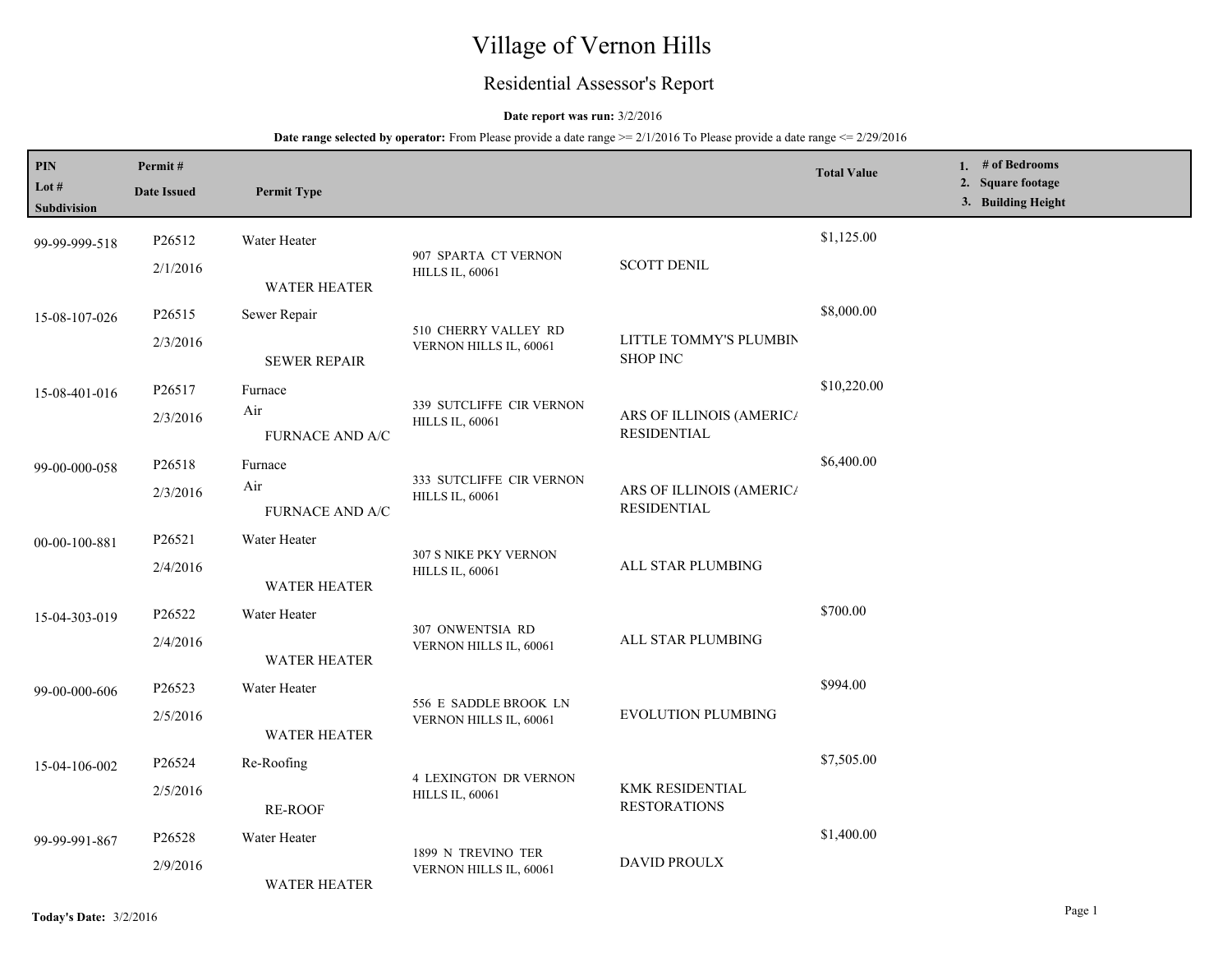# Village of Vernon Hills

## Residential Assessor's Report

**Date report was run:** 3/2/2016

**Date range selected by operator:** From Please provide a date range >= 2/1/2016 To Please provide a date range <= 2/29/2016

| PIN / Lot # / Subdivision | Permit # / Date Issued | Permit Type | Address | Contractor | Total Value | 1. # of Bedrooms 2. Square footage 3. Building Height |
|---|---|---|---|---|---|---|
| 99-99-999-518 | P26512 2/1/2016 | Water Heater WATER HEATER | 907 SPARTA CT VERNON HILLS IL, 60061 | SCOTT DENIL | $1,125.00 | |
| 15-08-107-026 | P26515 2/3/2016 | Sewer Repair SEWER REPAIR | 510 CHERRY VALLEY RD VERNON HILLS IL, 60061 | LITTLE TOMMY'S PLUMBIN SHOP INC | $8,000.00 | |
| 15-08-401-016 | P26517 2/3/2016 | Furnace Air FURNACE AND A/C | 339 SUTCLIFFE CIR VERNON HILLS IL, 60061 | ARS OF ILLINOIS (AMERICA RESIDENTIAL | $10,220.00 | |
| 99-00-000-058 | P26518 2/3/2016 | Furnace Air FURNACE AND A/C | 333 SUTCLIFFE CIR VERNON HILLS IL, 60061 | ARS OF ILLINOIS (AMERICA RESIDENTIAL | $6,400.00 | |
| 00-00-100-881 | P26521 2/4/2016 | Water Heater WATER HEATER | 307 S NIKE PKY VERNON HILLS IL, 60061 | ALL STAR PLUMBING | | |
| 15-04-303-019 | P26522 2/4/2016 | Water Heater WATER HEATER | 307 ONWENTSIA RD VERNON HILLS IL, 60061 | ALL STAR PLUMBING | $700.00 | |
| 99-00-000-606 | P26523 2/5/2016 | Water Heater WATER HEATER | 556 E SADDLE BROOK LN VERNON HILLS IL, 60061 | EVOLUTION PLUMBING | $994.00 | |
| 15-04-106-002 | P26524 2/5/2016 | Re-Roofing RE-ROOF | 4 LEXINGTON DR VERNON HILLS IL, 60061 | KMK RESIDENTIAL RESTORATIONS | $7,505.00 | |
| 99-99-991-867 | P26528 2/9/2016 | Water Heater WATER HEATER | 1899 N TREVINO TER VERNON HILLS IL, 60061 | DAVID PROULX | $1,400.00 | |

**Today's Date:** 3/2/2016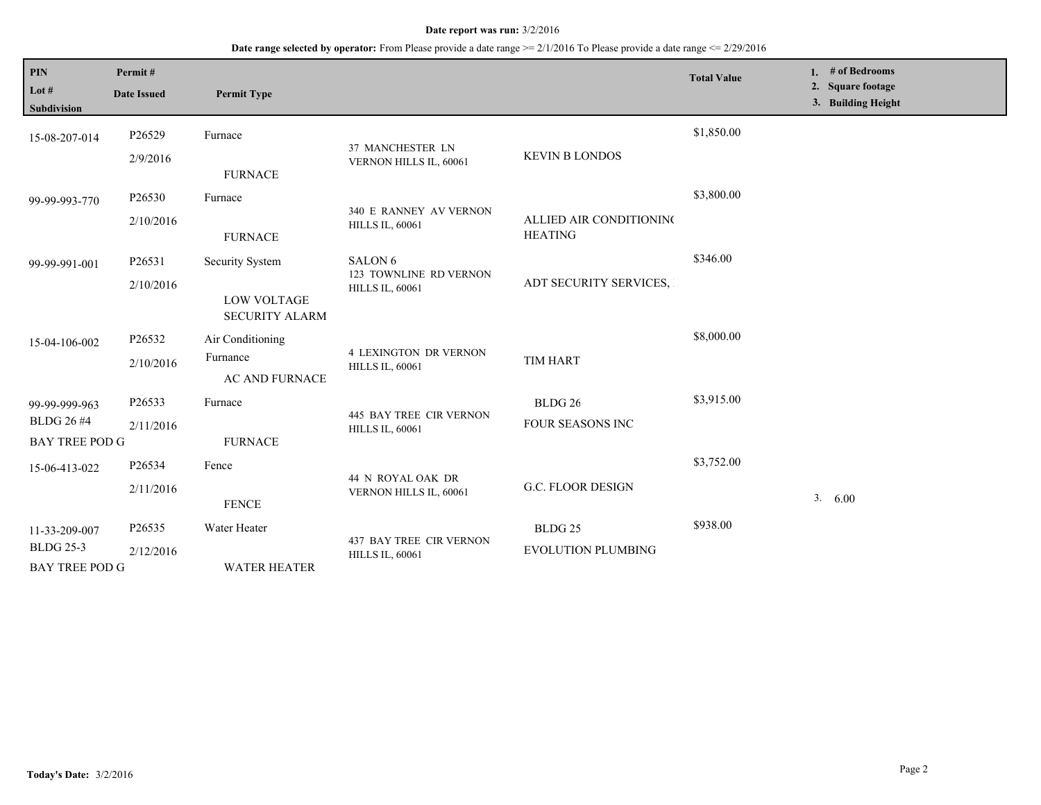**Date report was run:** 3/2/2016

**Date range selected by operator:** From Please provide a date range >= 2/1/2016 To Please provide a date range <= 2/29/2016

| PIN / Lot # / Subdivision | Permit # / Date Issued | Permit Type | | | Total Value | 1. # of Bedrooms 2. Square footage 3. Building Height |
|---|---|---|---|---|---|---|
| 15-08-207-014 | P26529 2/9/2016 | Furnace FURNACE | 37 MANCHESTER LN VERNON HILLS IL, 60061 | KEVIN B LONDOS | $1,850.00 | |
| 99-99-993-770 | P26530 2/10/2016 | Furnace FURNACE | 340 E RANNEY AV VERNON HILLS IL, 60061 | ALLIED AIR CONDITIONIN( HEATING | $3,800.00 | |
| 99-99-991-001 | P26531 2/10/2016 | Security System LOW VOLTAGE SECURITY ALARM | SALON 6 123 TOWNLINE RD VERNON HILLS IL, 60061 | ADT SECURITY SERVICES, | $346.00 | |
| 15-04-106-002 | P26532 2/10/2016 | Air Conditioning Furnance AC AND FURNACE | 4 LEXINGTON DR VERNON HILLS IL, 60061 | TIM HART | $8,000.00 | |
| 99-99-999-963 BLDG 26 #4 BAY TREE POD G | P26533 2/11/2016 | Furnace FURNACE | 445 BAY TREE CIR VERNON HILLS IL, 60061 | BLDG 26 FOUR SEASONS INC | $3,915.00 | |
| 15-06-413-022 | P26534 2/11/2016 | Fence FENCE | 44 N ROYAL OAK DR VERNON HILLS IL, 60061 | G.C. FLOOR DESIGN | $3,752.00 | 3. 6.00 |
| 11-33-209-007 BLDG 25-3 BAY TREE POD G | P26535 2/12/2016 | Water Heater WATER HEATER | 437 BAY TREE CIR VERNON HILLS IL, 60061 | BLDG 25 EVOLUTION PLUMBING | $938.00 | |

**Today's Date:** 3/2/2016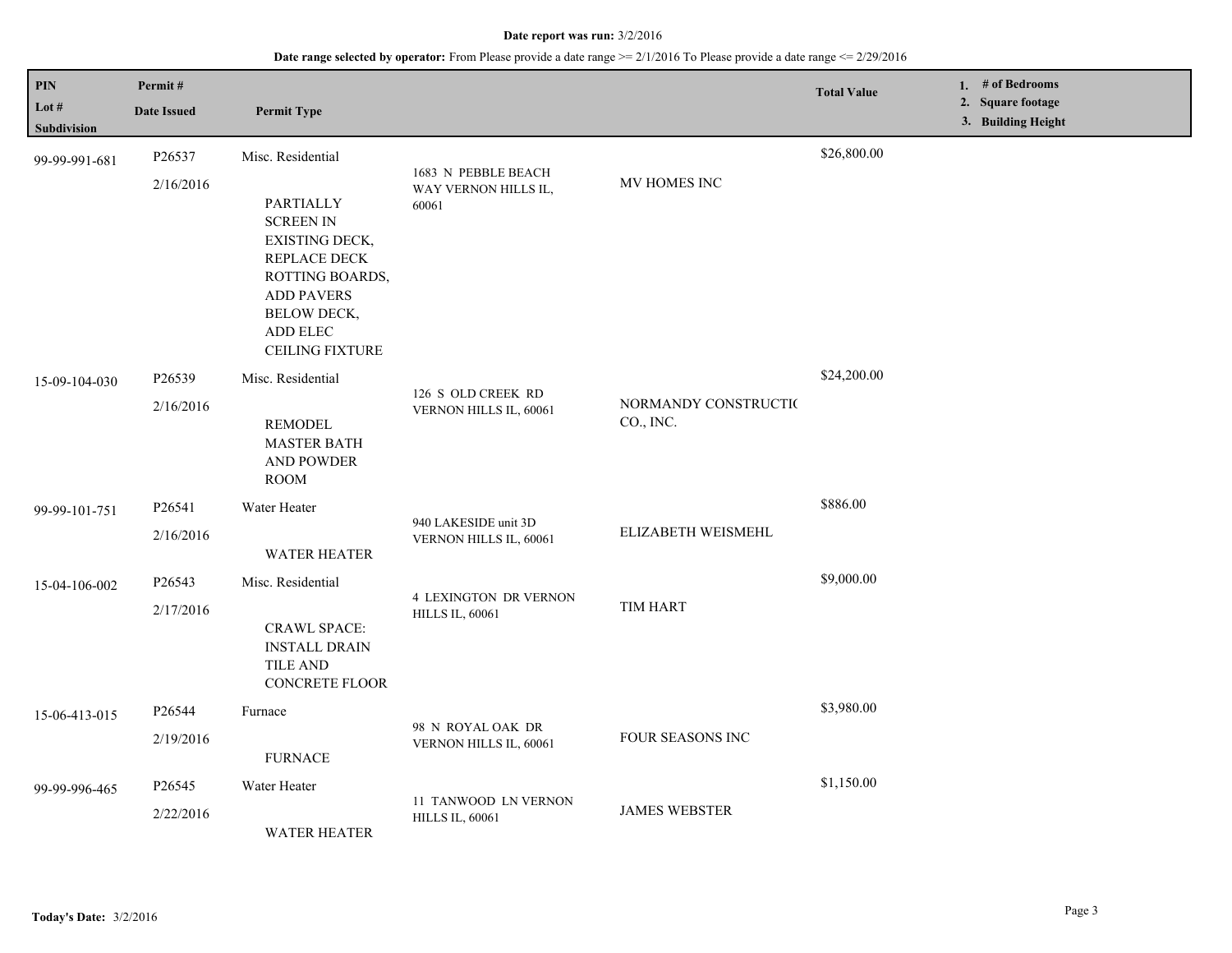**Date report was run:** 3/2/2016

**Date range selected by operator:** From Please provide a date range >= 2/1/2016 To Please provide a date range <= 2/29/2016

| PIN<br>Lot #<br>Subdivision | Permit #<br>Date Issued | Permit Type | | | Total Value | 1. # of Bedrooms<br>2. Square footage<br>3. Building Height |
|---|---|---|---|---|---|---|
| 99-99-991-681 | P26537<br>2/16/2016 | Misc. Residential<br>PARTIALLY SCREEN IN EXISTING DECK, REPLACE DECK ROTTING BOARDS, ADD PAVERS BELOW DECK, ADD ELEC CEILING FIXTURE | 1683 N PEBBLE BEACH WAY VERNON HILLS IL, 60061 | MV HOMES INC | $26,800.00 | |
| 15-09-104-030 | P26539<br>2/16/2016 | Misc. Residential<br>REMODEL MASTER BATH AND POWDER ROOM | 126 S OLD CREEK RD VERNON HILLS IL, 60061 | NORMANDY CONSTRUCTI( CO., INC. | $24,200.00 | |
| 99-99-101-751 | P26541<br>2/16/2016 | Water Heater<br>WATER HEATER | 940 LAKESIDE unit 3D VERNON HILLS IL, 60061 | ELIZABETH WEISMEHL | $886.00 | |
| 15-04-106-002 | P26543<br>2/17/2016 | Misc. Residential<br>CRAWL SPACE: INSTALL DRAIN TILE AND CONCRETE FLOOR | 4 LEXINGTON DR VERNON HILLS IL, 60061 | TIM HART | $9,000.00 | |
| 15-06-413-015 | P26544<br>2/19/2016 | Furnace<br>FURNACE | 98 N ROYAL OAK DR VERNON HILLS IL, 60061 | FOUR SEASONS INC | $3,980.00 | |
| 99-99-996-465 | P26545<br>2/22/2016 | Water Heater<br>WATER HEATER | 11 TANWOOD LN VERNON HILLS IL, 60061 | JAMES WEBSTER | $1,150.00 | |

**Today's Date:** 3/2/2016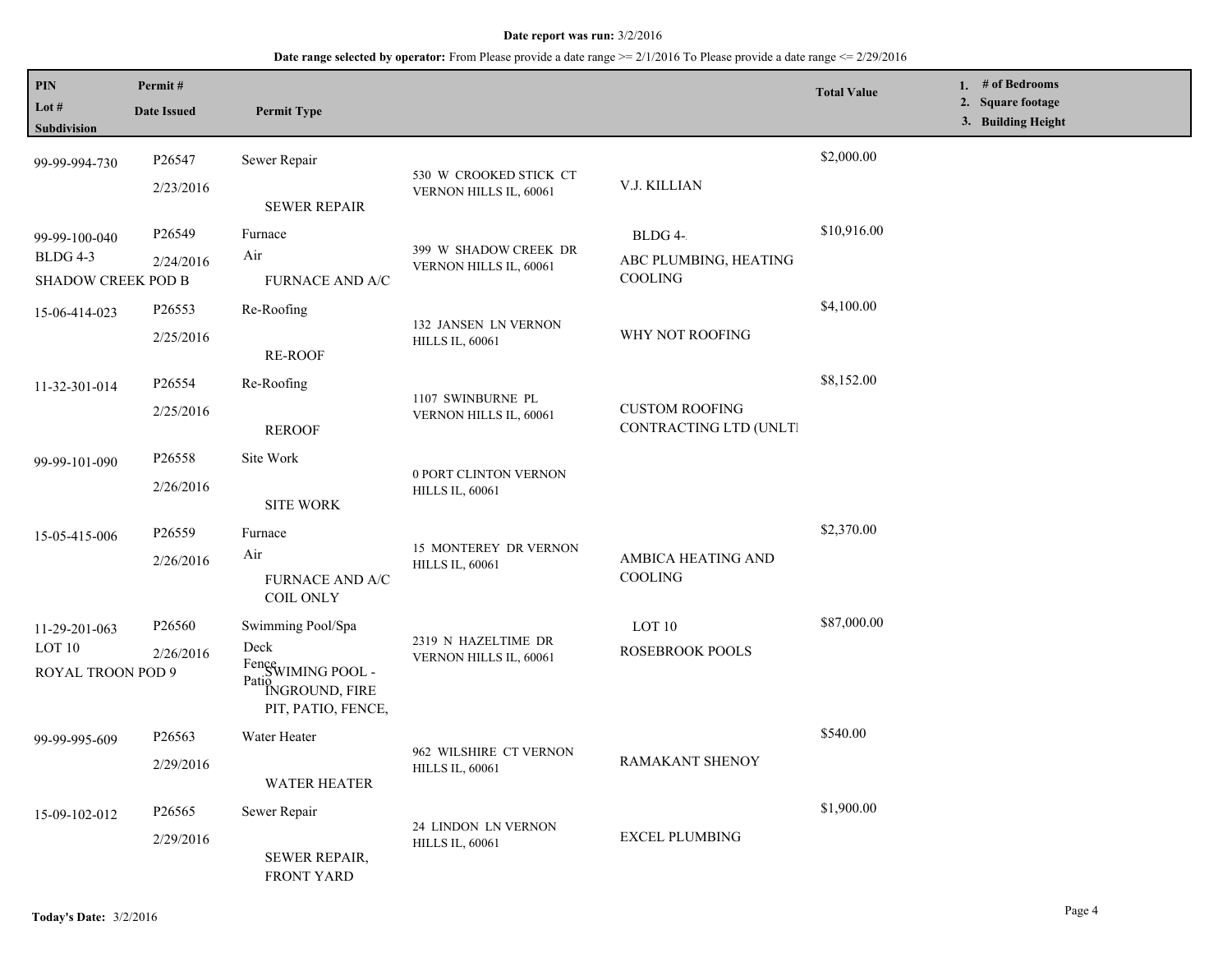**Date report was run:** 3/2/2016

**Date range selected by operator:** From Please provide a date range >= 2/1/2016 To Please provide a date range <= 2/29/2016

| PIN / Lot # / Subdivision | Permit # / Date Issued | Permit Type | | | Total Value | 1. # of Bedrooms 2. Square footage 3. Building Height |
|---|---|---|---|---|---|---|
| 99-99-994-730 | P26547 2/23/2016 | Sewer Repair SEWER REPAIR | 530 W CROOKED STICK CT VERNON HILLS IL, 60061 | V.J. KILLIAN | $2,000.00 | |
| 99-99-100-040 BLDG 4-3 SHADOW CREEK POD B | P26549 2/24/2016 | Furnace Air FURNACE AND A/C | 399 W SHADOW CREEK DR VERNON HILLS IL, 60061 | BLDG 4- ABC PLUMBING, HEATING COOLING | $10,916.00 | |
| 15-06-414-023 | P26553 2/25/2016 | Re-Roofing RE-ROOF | 132 JANSEN LN VERNON HILLS IL, 60061 | WHY NOT ROOFING | $4,100.00 | |
| 11-32-301-014 | P26554 2/25/2016 | Re-Roofing REROOF | 1107 SWINBURNE PL VERNON HILLS IL, 60061 | CUSTOM ROOFING CONTRACTING LTD (UNLTI | $8,152.00 | |
| 99-99-101-090 | P26558 2/26/2016 | Site Work SITE WORK | 0 PORT CLINTON VERNON HILLS IL, 60061 | | | |
| 15-05-415-006 | P26559 2/26/2016 | Furnace Air FURNACE AND A/C COIL ONLY | 15 MONTEREY DR VERNON HILLS IL, 60061 | AMBICA HEATING AND COOLING | $2,370.00 | |
| 11-29-201-063 LOT 10 ROYAL TROON POD 9 | P26560 2/26/2016 | Swimming Pool/Spa Deck Fence Patio SWIMING POOL - INGROUND, FIRE PIT, PATIO, FENCE, | 2319 N HAZELTIME DR VERNON HILLS IL, 60061 | LOT 10 ROSEBROOK POOLS | $87,000.00 | |
| 99-99-995-609 | P26563 2/29/2016 | Water Heater WATER HEATER | 962 WILSHIRE CT VERNON HILLS IL, 60061 | RAMAKANT SHENOY | $540.00 | |
| 15-09-102-012 | P26565 2/29/2016 | Sewer Repair SEWER REPAIR, FRONT YARD | 24 LINDON LN VERNON HILLS IL, 60061 | EXCEL PLUMBING | $1,900.00 | |

**Today's Date:** 3/2/2016